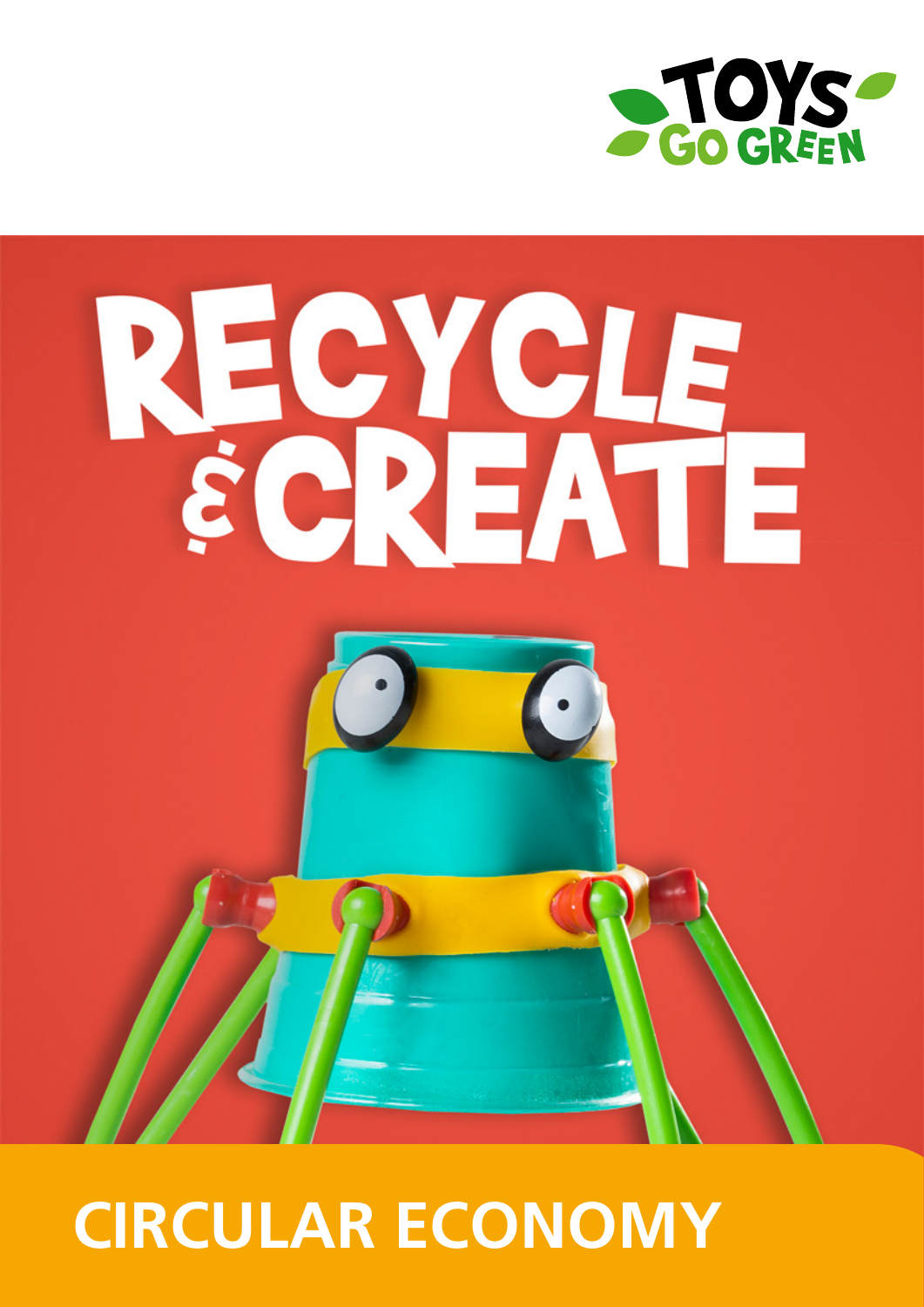TOYS GO GREEN

# RECYCLE & CREATE

## CIRCULAR ECONOMY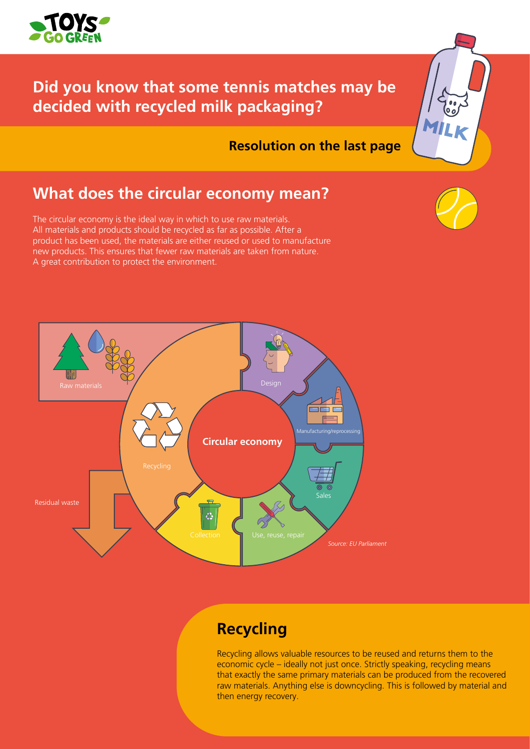**Did you know that some tennis matches may be decided with recycled milk packaging?**

**Resolution on the last page**

## What does the circular economy mean?

The circular economy is the ideal way in which to use raw materials. All materials and products should be recycled as far as possible. After a product has been used, the materials are either reused or used to manufacture new products. This ensures that fewer raw materials are taken from nature. A great contribution to protect the environment.

Raw materials

Design

Manufacturing/reprocessing

Sales

Use, reuse, repair

Collection

Recycling

Residual waste

**Circular economy**

*Source: EU Parliament*

## Recycling

Recycling allows valuable resources to be reused and returns them to the economic cycle – ideally not just once. Strictly speaking, recycling means that exactly the same primary materials can be produced from the recovered raw materials. Anything else is downcycling. This is followed by material and then energy recovery.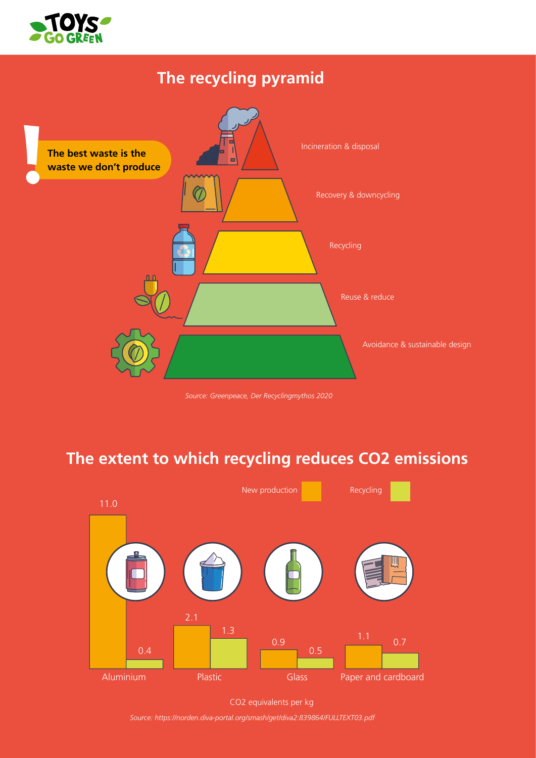## The recycling pyramid

**The best waste is the waste we don't produce**

- Incineration & disposal
- Recovery & downcycling
- Recycling
- Reuse & reduce
- Avoidance & sustainable design

*Source: Greenpeace, Der Recyclingmythos 2020*

## The extent to which recycling reduces CO2 emissions

| | New production | Recycling |
|---|---|---|
| Aluminium | 11.0 | 0.4 |
| Plastic | 2.1 | 1.3 |
| Glass | 0.9 | 0.5 |
| Paper and cardboard | 1.1 | 0.7 |

CO2 equivalents per kg

*Source: https://norden.diva-portal.org/smash/get/diva2:839864/FULLTEXT03.pdf*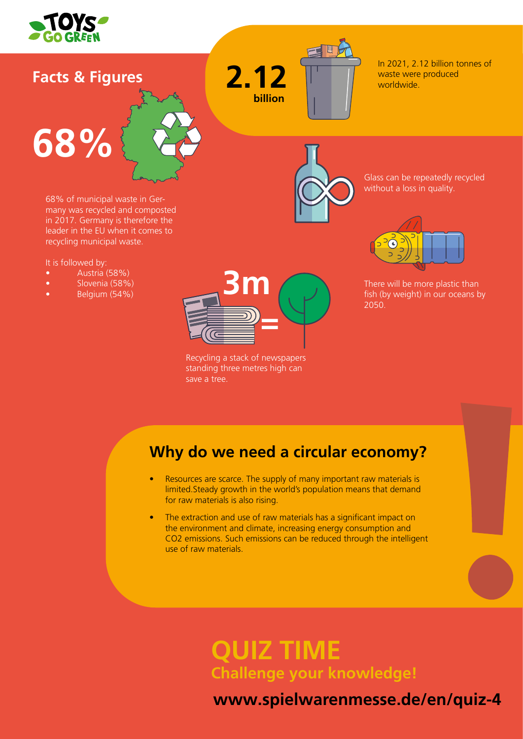## Facts & Figures

**68%**

68% of municipal waste in Germany was recycled and composted in 2017. Germany is therefore the leader in the EU when it comes to recycling municipal waste.

It is followed by:

- Austria (58%)
- Slovenia (58%)
- Belgium (54%)

**2.12 billion**

In 2021, 2.12 billion tonnes of waste were produced worldwide.

Glass can be repeatedly recycled without a loss in quality.

**3m =**

Recycling a stack of newspapers standing three metres high can save a tree.

There will be more plastic than fish (by weight) in our oceans by 2050.

## Why do we need a circular economy?

- Resources are scarce. The supply of many important raw materials is limited.Steady growth in the world's population means that demand for raw materials is also rising.
- The extraction and use of raw materials has a significant impact on the environment and climate, increasing energy consumption and $CO_2$ emissions. Such emissions can be reduced through the intelligent use of raw materials.

# QUIZ TIME

**Challenge your knowledge!**

**www.spielwarenmesse.de/en/quiz-4**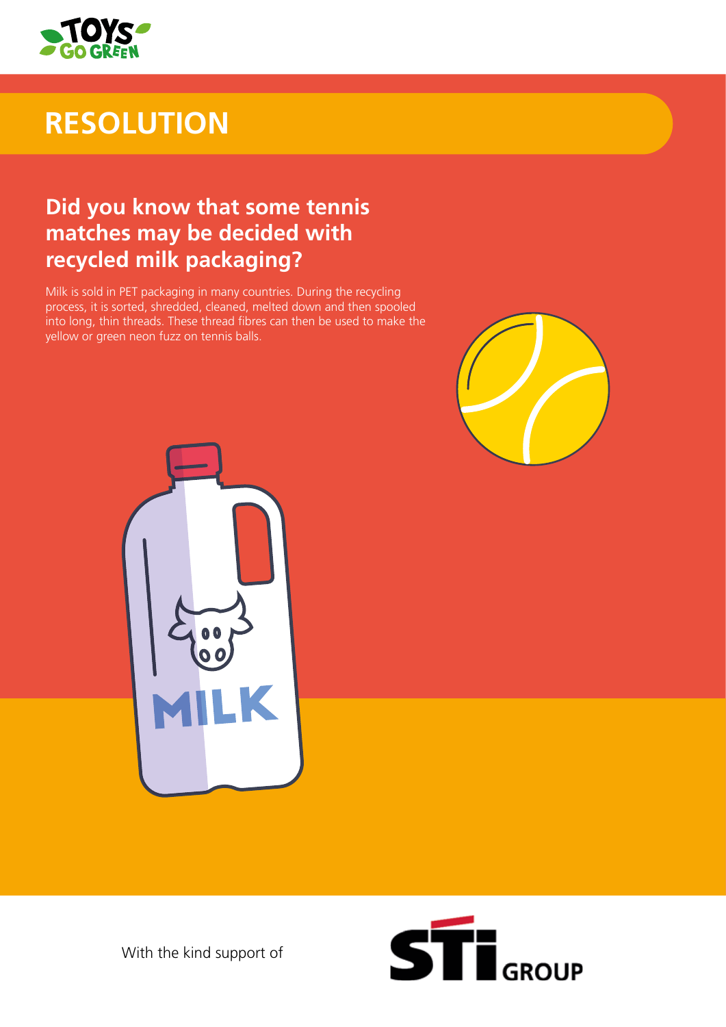# RESOLUTION

## Did you know that some tennis matches may be decided with recycled milk packaging?

Milk is sold in PET packaging in many countries. During the recycling process, it is sorted, shredded, cleaned, melted down and then spooled into long, thin threads. These thread fibres can then be used to make the yellow or green neon fuzz on tennis balls.

With the kind support of